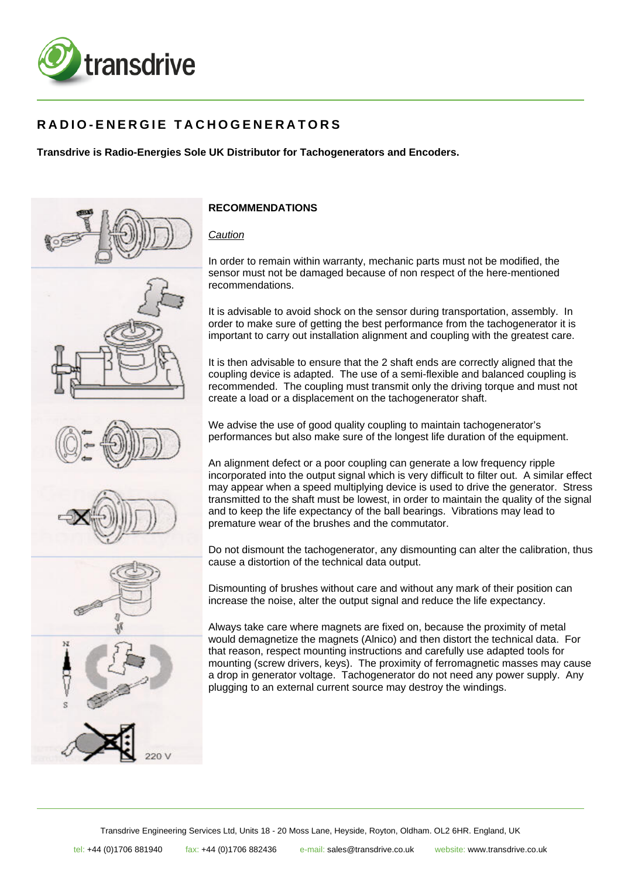# RADIO-ENERGIE TACHOGENERATORS

**Transdrive is Radio-Energies Sole UK Distributor for Tachogenerators and Encoders.**

## RECOMMENDATIONS

*Caution*

In order to remain within warranty, mechanic parts must not be modified, the sensor must not be damaged because of non respect of the here-mentioned recommendations.

It is advisable to avoid shock on the sensor during transportation, assembly. In order to make sure of getting the best performance from the tachogenerator it is important to carry out installation alignment and coupling with the greatest care.

It is then advisable to ensure that the 2 shaft ends are correctly aligned that the coupling device is adapted. The use of a semi-flexible and balanced coupling is recommended. The coupling must transmit only the driving torque and must not create a load or a displacement on the tachogenerator shaft.

We advise the use of good quality coupling to maintain tachogenerator's performances but also make sure of the longest life duration of the equipment.

An alignment defect or a poor coupling can generate a low frequency ripple incorporated into the output signal which is very difficult to filter out. A similar effect may appear when a speed multiplying device is used to drive the generator. Stress transmitted to the shaft must be lowest, in order to maintain the quality of the signal and to keep the life expectancy of the ball bearings. Vibrations may lead to premature wear of the brushes and the commutator.

Do not dismount the tachogenerator, any dismounting can alter the calibration, thus cause a distortion of the technical data output.

Dismounting of brushes without care and without any mark of their position can increase the noise, alter the output signal and reduce the life expectancy.

Always take care where magnets are fixed on, because the proximity of metal would demagnetize the magnets (Alnico) and then distort the technical data. For that reason, respect mounting instructions and carefully use adapted tools for mounting (screw drivers, keys). The proximity of ferromagnetic masses may cause a drop in generator voltage. Tachogenerator do not need any power supply. Any plugging to an external current source may destroy the windings.

Transdrive Engineering Services Ltd, Units 18 - 20 Moss Lane, Heyside, Royton, Oldham. OL2 6HR. England, UK

tel: +44 (0)1706 881940 fax: +44 (0)1706 882436 e-mail: sales@transdrive.co.uk website: www.transdrive.co.uk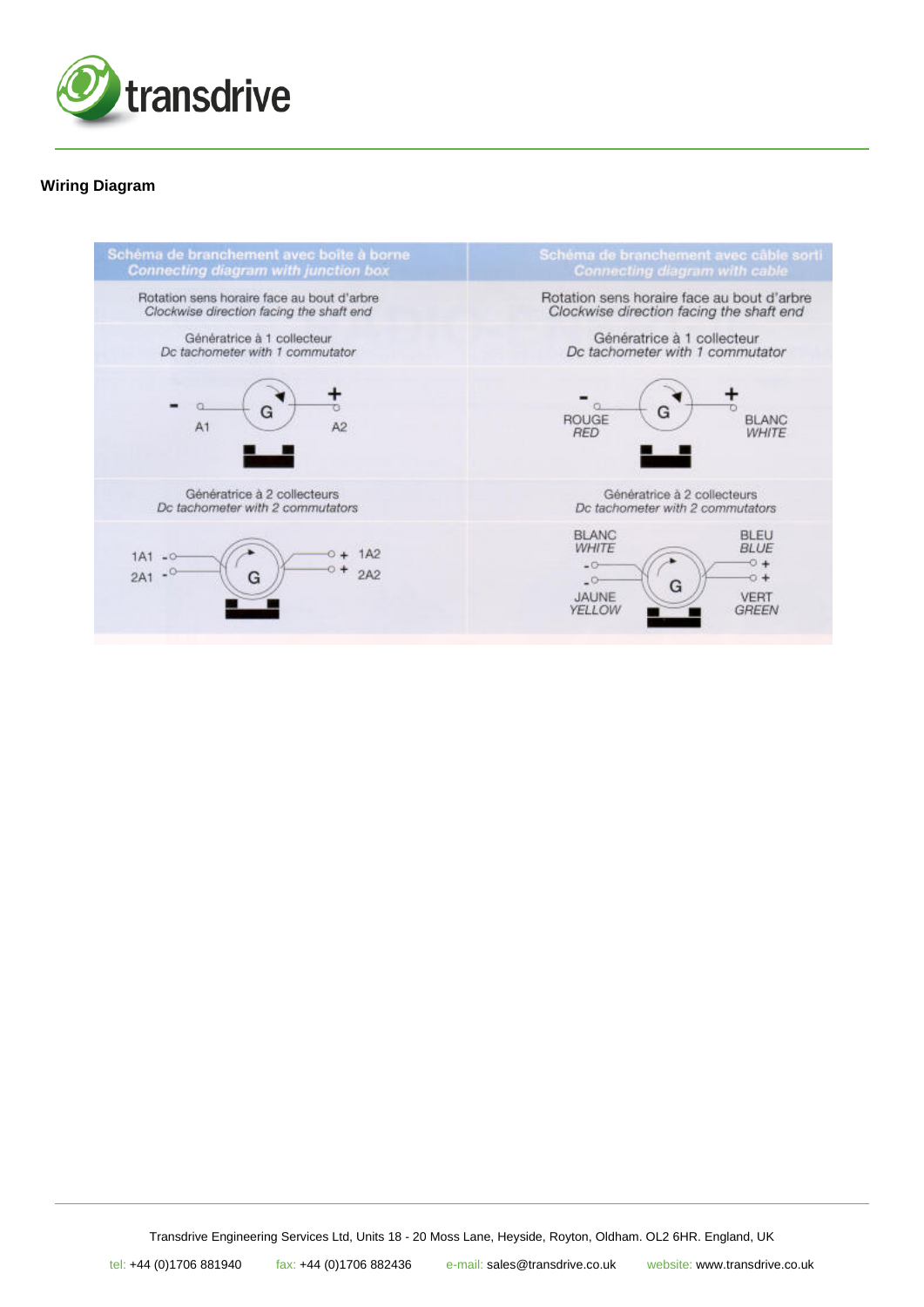## Wiring Diagram

| Schéma de branchement avec boîte à borne *Connecting diagram with junction box* | Schéma de branchement avec câble sorti *Connecting diagram with cable* |
| --- | --- |
| Rotation sens horaire face au bout d'arbre *Clockwise direction facing the shaft end* | Rotation sens horaire face au bout d'arbre *Clockwise direction facing the shaft end* |
| Génératrice à 1 collecteur *Dc tachometer with 1 commutator* | Génératrice à 1 collecteur *Dc tachometer with 1 commutator* |
| - A1 G + A2 | - ROUGE *RED* G + BLANC *WHITE* |
| Génératrice à 2 collecteurs *Dc tachometer with 2 commutators* | Génératrice à 2 collecteurs *Dc tachometer with 2 commutators* |
| 1A1 - 2A1 - G + 1A2 + 2A2 | BLANC *WHITE* - JAUNE *YELLOW* - G BLEU *BLUE* + VERT *GREEN* + |

Transdrive Engineering Services Ltd, Units 18 - 20 Moss Lane, Heyside, Royton, Oldham. OL2 6HR. England, UK

tel: +44 (0)1706 881940 fax: +44 (0)1706 882436 e-mail: sales@transdrive.co.uk website: www.transdrive.co.uk